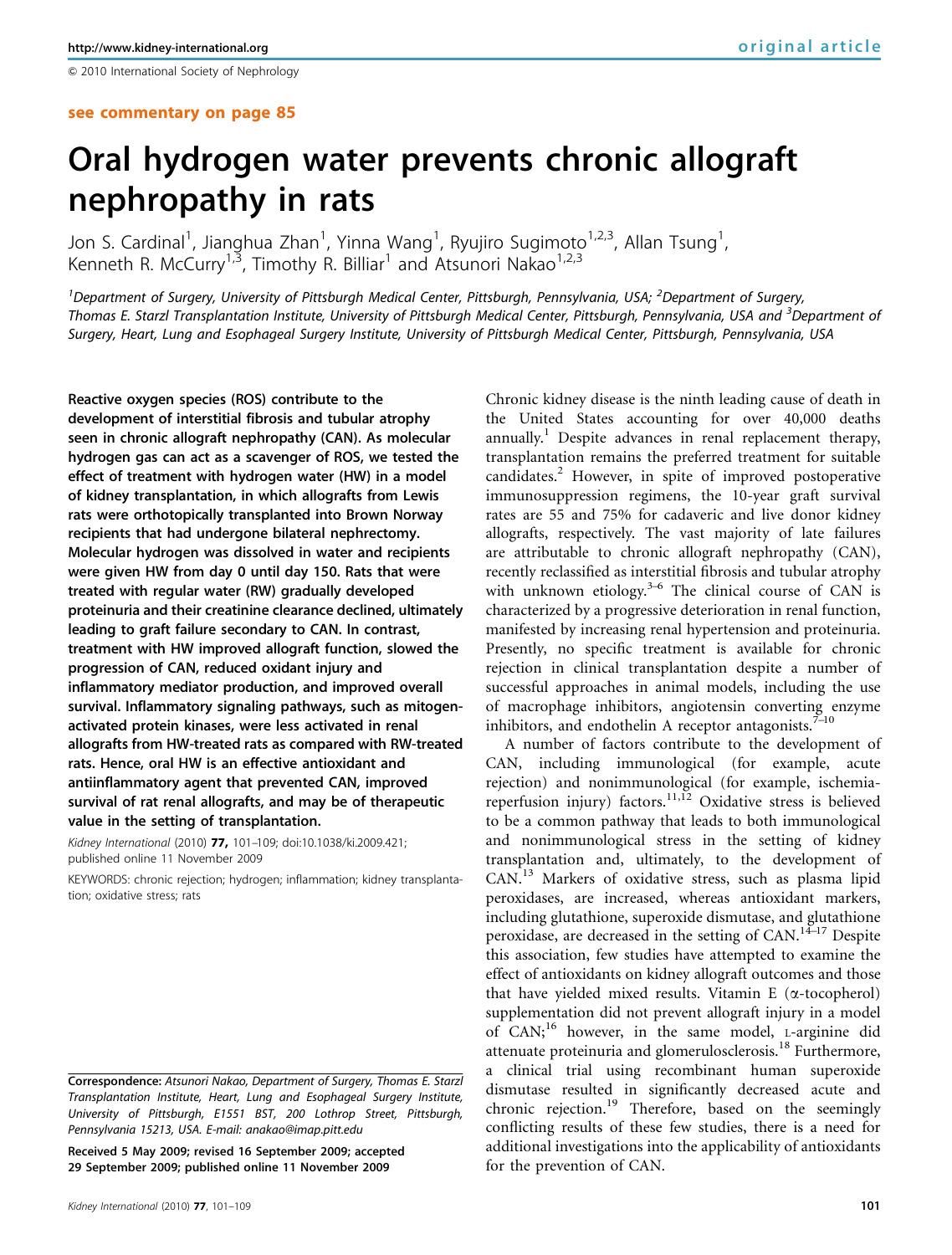see commentary on page 85

# Oral hydrogen water prevents chronic allograft nephropathy in rats

Jon S. Cardinal[1], Jianghua Zhan[1], Yinna Wang[1], Ryujiro Sugimoto[1,2,3], Allan Tsung[1], Kenneth R. McCurry[1,3], Timothy R. Billiar[1] and Atsunori Nakao[1,2,3]

[1]Department of Surgery, University of Pittsburgh Medical Center, Pittsburgh, Pennsylvania, USA; [2]Department of Surgery, Thomas E. Starzl Transplantation Institute, University of Pittsburgh Medical Center, Pittsburgh, Pennsylvania, USA and [3]Department of Surgery, Heart, Lung and Esophageal Surgery Institute, University of Pittsburgh Medical Center, Pittsburgh, Pennsylvania, USA

**Reactive oxygen species (ROS) contribute to the development of interstitial fibrosis and tubular atrophy seen in chronic allograft nephropathy (CAN). As molecular hydrogen gas can act as a scavenger of ROS, we tested the effect of treatment with hydrogen water (HW) in a model of kidney transplantation, in which allografts from Lewis rats were orthotopically transplanted into Brown Norway recipients that had undergone bilateral nephrectomy. Molecular hydrogen was dissolved in water and recipients were given HW from day 0 until day 150. Rats that were treated with regular water (RW) gradually developed proteinuria and their creatinine clearance declined, ultimately leading to graft failure secondary to CAN. In contrast, treatment with HW improved allograft function, slowed the progression of CAN, reduced oxidant injury and inflammatory mediator production, and improved overall survival. Inflammatory signaling pathways, such as mitogen-activated protein kinases, were less activated in renal allografts from HW-treated rats as compared with RW-treated rats. Hence, oral HW is an effective antioxidant and antiinflammatory agent that prevented CAN, improved survival of rat renal allografts, and may be of therapeutic value in the setting of transplantation.**

*Kidney International* (2010) **77**, 101–109; doi:10.1038/ki.2009.421; published online 11 November 2009

KEYWORDS: chronic rejection; hydrogen; inflammation; kidney transplantation; oxidative stress; rats

Correspondence: Atsunori Nakao, Department of Surgery, Thomas E. Starzl Transplantation Institute, Heart, Lung and Esophageal Surgery Institute, University of Pittsburgh, E1551 BST, 200 Lothrop Street, Pittsburgh, Pennsylvania 15213, USA. E-mail: anakao@imap.pitt.edu

Received 5 May 2009; revised 16 September 2009; accepted 29 September 2009; published online 11 November 2009

Chronic kidney disease is the ninth leading cause of death in the United States accounting for over 40,000 deaths annually.[1] Despite advances in renal replacement therapy, transplantation remains the preferred treatment for suitable candidates.[2] However, in spite of improved postoperative immunosuppression regimens, the 10-year graft survival rates are 55 and 75% for cadaveric and live donor kidney allografts, respectively. The vast majority of late failures are attributable to chronic allograft nephropathy (CAN), recently reclassified as interstitial fibrosis and tubular atrophy with unknown etiology.[3–6] The clinical course of CAN is characterized by a progressive deterioration in renal function, manifested by increasing renal hypertension and proteinuria. Presently, no specific treatment is available for chronic rejection in clinical transplantation despite a number of successful approaches in animal models, including the use of macrophage inhibitors, angiotensin converting enzyme inhibitors, and endothelin A receptor antagonists.[7–10]

A number of factors contribute to the development of CAN, including immunological (for example, acute rejection) and nonimmunological (for example, ischemia-reperfusion injury) factors.[11,12] Oxidative stress is believed to be a common pathway that leads to both immunological and nonimmunological stress in the setting of kidney transplantation and, ultimately, to the development of CAN.[13] Markers of oxidative stress, such as plasma lipid peroxidases, are increased, whereas antioxidant markers, including glutathione, superoxide dismutase, and glutathione peroxidase, are decreased in the setting of CAN.[14–17] Despite this association, few studies have attempted to examine the effect of antioxidants on kidney allograft outcomes and those that have yielded mixed results. Vitamin E (α-tocopherol) supplementation did not prevent allograft injury in a model of CAN;[16] however, in the same model, L-arginine did attenuate proteinuria and glomerulosclerosis.[18] Furthermore, a clinical trial using recombinant human superoxide dismutase resulted in significantly decreased acute and chronic rejection.[19] Therefore, based on the seemingly conflicting results of these few studies, there is a need for additional investigations into the applicability of antioxidants for the prevention of CAN.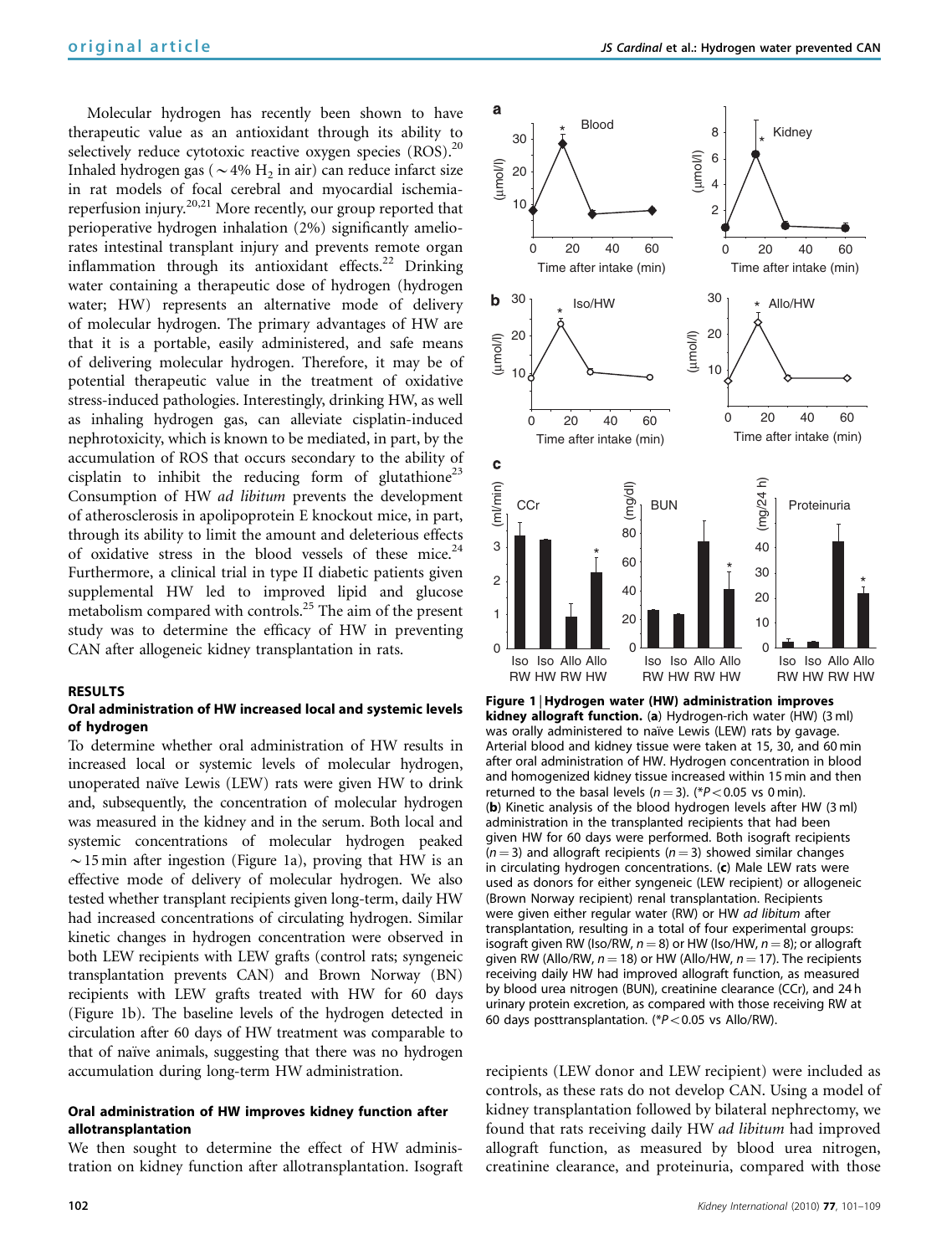Molecular hydrogen has recently been shown to have therapeutic value as an antioxidant through its ability to selectively reduce cytotoxic reactive oxygen species (ROS).[20] Inhaled hydrogen gas ($\sim$4% $H_2$ in air) can reduce infarct size in rat models of focal cerebral and myocardial ischemia-reperfusion injury.[20,21] More recently, our group reported that perioperative hydrogen inhalation (2%) significantly ameliorates intestinal transplant injury and prevents remote organ inflammation through its antioxidant effects.[22] Drinking water containing a therapeutic dose of hydrogen (hydrogen water; HW) represents an alternative mode of delivery of molecular hydrogen. The primary advantages of HW are that it is a portable, easily administered, and safe means of delivering molecular hydrogen. Therefore, it may be of potential therapeutic value in the treatment of oxidative stress-induced pathologies. Interestingly, drinking HW, as well as inhaling hydrogen gas, can alleviate cisplatin-induced nephrotoxicity, which is known to be mediated, in part, by the accumulation of ROS that occurs secondary to the ability of cisplatin to inhibit the reducing form of glutathione[23] Consumption of HW *ad libitum* prevents the development of atherosclerosis in apolipoprotein E knockout mice, in part, through its ability to limit the amount and deleterious effects of oxidative stress in the blood vessels of these mice.[24] Furthermore, a clinical trial in type II diabetic patients given supplemental HW led to improved lipid and glucose metabolism compared with controls.[25] The aim of the present study was to determine the efficacy of HW in preventing CAN after allogeneic kidney transplantation in rats.

## RESULTS

### Oral administration of HW increased local and systemic levels of hydrogen

To determine whether oral administration of HW results in increased local or systemic levels of molecular hydrogen, unoperated naïve Lewis (LEW) rats were given HW to drink and, subsequently, the concentration of molecular hydrogen was measured in the kidney and in the serum. Both local and systemic concentrations of molecular hydrogen peaked $\sim$15 min after ingestion (Figure 1a), proving that HW is an effective mode of delivery of molecular hydrogen. We also tested whether transplant recipients given long-term, daily HW had increased concentrations of circulating hydrogen. Similar kinetic changes in hydrogen concentration were observed in both LEW recipients with LEW grafts (control rats; syngeneic transplantation prevents CAN) and Brown Norway (BN) recipients with LEW grafts treated with HW for 60 days (Figure 1b). The baseline levels of the hydrogen detected in circulation after 60 days of HW treatment was comparable to that of naïve animals, suggesting that there was no hydrogen accumulation during long-term HW administration.

**Figure 1 | Hydrogen water (HW) administration improves kidney allograft function.** (**a**) Hydrogen-rich water (HW) (3 ml) was orally administered to naïve Lewis (LEW) rats by gavage. Arterial blood and kidney tissue were taken at 15, 30, and 60 min after oral administration of HW. Hydrogen concentration in blood and homogenized kidney tissue increased within 15 min and then returned to the basal levels ($n = 3$). (*$P < 0.05$ vs 0 min). (**b**) Kinetic analysis of the blood hydrogen levels after HW (3 ml) administration in the transplanted recipients that had been given HW for 60 days were performed. Both isograft recipients ($n = 3$) and allograft recipients ($n = 3$) showed similar changes in circulating hydrogen concentrations. (**c**) Male LEW rats were used as donors for either syngeneic (LEW recipient) or allogeneic (Brown Norway recipient) renal transplantation. Recipients were given either regular water (RW) or HW *ad libitum* after transplantation, resulting in a total of four experimental groups: isograft given RW (Iso/RW, $n = 8$) or HW (Iso/HW, $n = 8$); or allograft given RW (Allo/RW, $n = 18$) or HW (Allo/HW, $n = 17$). The recipients receiving daily HW had improved allograft function, as measured by blood urea nitrogen (BUN), creatinine clearance (CCr), and 24 h urinary protein excretion, as compared with those receiving RW at 60 days posttransplantation. (*$P < 0.05$ vs Allo/RW).

### Oral administration of HW improves kidney function after allotransplantation

We then sought to determine the effect of HW administration on kidney function after allotransplantation. Isograft recipients (LEW donor and LEW recipient) were included as controls, as these rats do not develop CAN. Using a model of kidney transplantation followed by bilateral nephrectomy, we found that rats receiving daily HW *ad libitum* had improved allograft function, as measured by blood urea nitrogen, creatinine clearance, and proteinuria, compared with those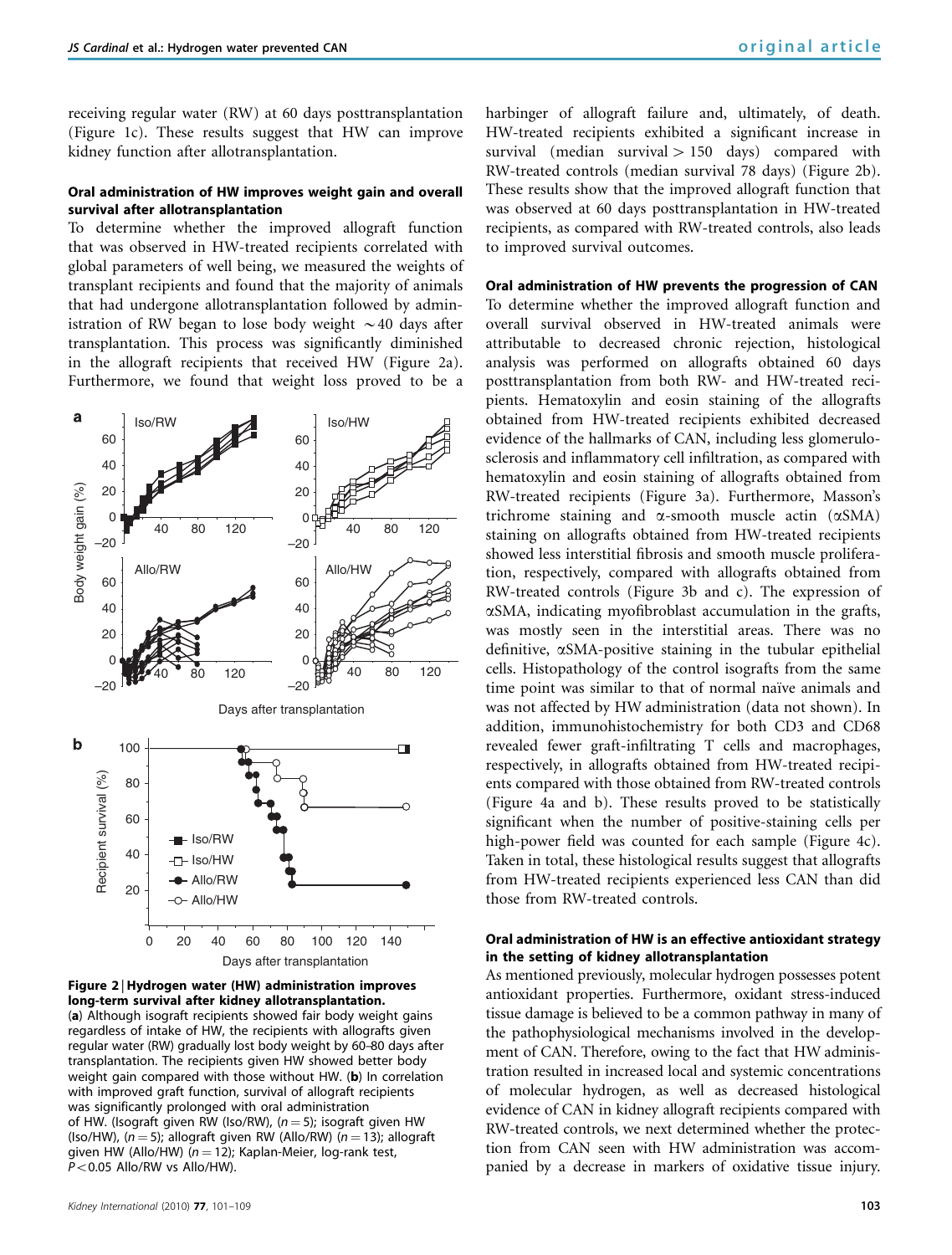receiving regular water (RW) at 60 days posttransplantation (Figure 1c). These results suggest that HW can improve kidney function after allotransplantation.

### Oral administration of HW improves weight gain and overall survival after allotransplantation

To determine whether the improved allograft function that was observed in HW-treated recipients correlated with global parameters of well being, we measured the weights of transplant recipients and found that the majority of animals that had undergone allotransplantation followed by administration of RW began to lose body weight ~40 days after transplantation. This process was significantly diminished in the allograft recipients that received HW (Figure 2a). Furthermore, we found that weight loss proved to be a harbinger of allograft failure and, ultimately, of death. HW-treated recipients exhibited a significant increase in survival (median survival > 150 days) compared with RW-treated controls (median survival 78 days) (Figure 2b). These results show that the improved allograft function that was observed at 60 days posttransplantation in HW-treated recipients, as compared with RW-treated controls, also leads to improved survival outcomes.

**Figure 2 | Hydrogen water (HW) administration improves long-term survival after kidney allotransplantation.** (**a**) Although isograft recipients showed fair body weight gains regardless of intake of HW, the recipients with allografts given regular water (RW) gradually lost body weight by 60–80 days after transplantation. The recipients given HW showed better body weight gain compared with those without HW. (**b**) In correlation with improved graft function, survival of allograft recipients was significantly prolonged with oral administration of HW. (Isograft given RW (Iso/RW), ($n = 5$); isograft given HW (Iso/HW), ($n = 5$); allograft given RW (Allo/RW) ($n = 13$); allograft given HW (Allo/HW) ($n = 12$); Kaplan-Meier, log-rank test, $P < 0.05$ Allo/RW vs Allo/HW).

### Oral administration of HW prevents the progression of CAN

To determine whether the improved allograft function and overall survival observed in HW-treated animals were attributable to decreased chronic rejection, histological analysis was performed on allografts obtained 60 days posttransplantation from both RW- and HW-treated recipients. Hematoxylin and eosin staining of the allografts obtained from HW-treated recipients exhibited decreased evidence of the hallmarks of CAN, including less glomerulosclerosis and inflammatory cell infiltration, as compared with hematoxylin and eosin staining of allografts obtained from RW-treated recipients (Figure 3a). Furthermore, Masson's trichrome staining and α-smooth muscle actin (αSMA) staining on allografts obtained from HW-treated recipients showed less interstitial fibrosis and smooth muscle proliferation, respectively, compared with allografts obtained from RW-treated controls (Figure 3b and c). The expression of αSMA, indicating myofibroblast accumulation in the grafts, was mostly seen in the interstitial areas. There was no definitive, αSMA-positive staining in the tubular epithelial cells. Histopathology of the control isografts from the same time point was similar to that of normal naïve animals and was not affected by HW administration (data not shown). In addition, immunohistochemistry for both CD3 and CD68 revealed fewer graft-infiltrating T cells and macrophages, respectively, in allografts obtained from HW-treated recipients compared with those obtained from RW-treated controls (Figure 4a and b). These results proved to be statistically significant when the number of positive-staining cells per high-power field was counted for each sample (Figure 4c). Taken in total, these histological results suggest that allografts from HW-treated recipients experienced less CAN than did those from RW-treated controls.

### Oral administration of HW is an effective antioxidant strategy in the setting of kidney allotransplantation

As mentioned previously, molecular hydrogen possesses potent antioxidant properties. Furthermore, oxidant stress-induced tissue damage is believed to be a common pathway in many of the pathophysiological mechanisms involved in the development of CAN. Therefore, owing to the fact that HW administration resulted in increased local and systemic concentrations of molecular hydrogen, as well as decreased histological evidence of CAN in kidney allograft recipients compared with RW-treated controls, we next determined whether the protection from CAN seen with HW administration was accompanied by a decrease in markers of oxidative tissue injury.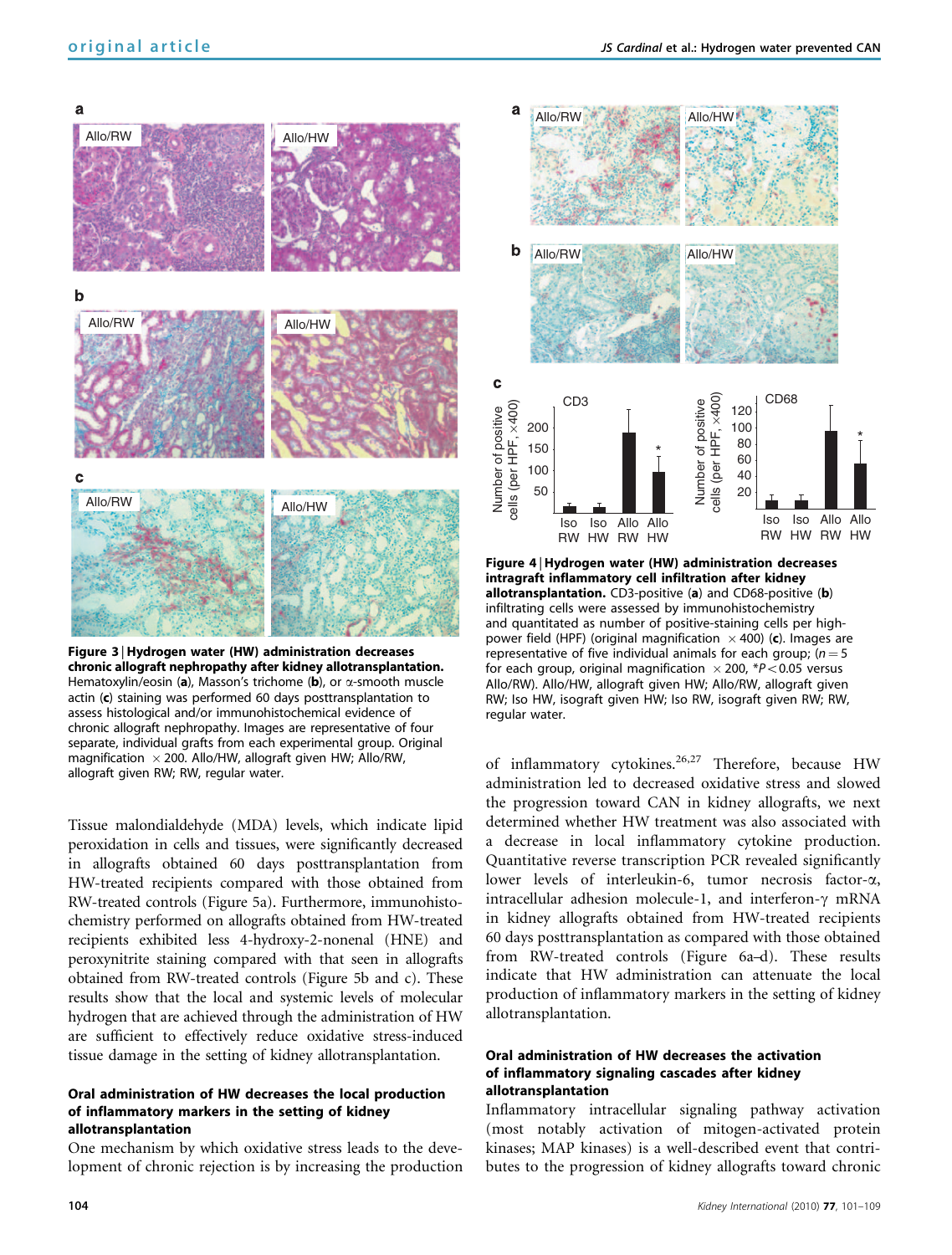**Figure 3 | Hydrogen water (HW) administration decreases chronic allograft nephropathy after kidney allotransplantation.** Hematoxylin/eosin (**a**), Masson's trichome (**b**), or α-smooth muscle actin (**c**) staining was performed 60 days posttransplantation to assess histological and/or immunohistochemical evidence of chronic allograft nephropathy. Images are representative of four separate, individual grafts from each experimental group. Original magnification ×200. Allo/HW, allograft given HW; Allo/RW, allograft given RW; RW, regular water.

Tissue malondialdehyde (MDA) levels, which indicate lipid peroxidation in cells and tissues, were significantly decreased in allografts obtained 60 days posttransplantation from HW-treated recipients compared with those obtained from RW-treated controls (Figure 5a). Furthermore, immunohistochemistry performed on allografts obtained from HW-treated recipients exhibited less 4-hydroxy-2-nonenal (HNE) and peroxynitrite staining compared with that seen in allografts obtained from RW-treated controls (Figure 5b and c). These results show that the local and systemic levels of molecular hydrogen that are achieved through the administration of HW are sufficient to effectively reduce oxidative stress-induced tissue damage in the setting of kidney allotransplantation.

### Oral administration of HW decreases the local production of inflammatory markers in the setting of kidney allotransplantation

One mechanism by which oxidative stress leads to the development of chronic rejection is by increasing the production of inflammatory cytokines.[26,27] Therefore, because HW administration led to decreased oxidative stress and slowed the progression toward CAN in kidney allografts, we next determined whether HW treatment was also associated with a decrease in local inflammatory cytokine production. Quantitative reverse transcription PCR revealed significantly lower levels of interleukin-6, tumor necrosis factor-α, intracellular adhesion molecule-1, and interferon-γ mRNA in kidney allografts obtained from HW-treated recipients 60 days posttransplantation as compared with those obtained from RW-treated controls (Figure 6a–d). These results indicate that HW administration can attenuate the local production of inflammatory markers in the setting of kidney allotransplantation.

**Figure 4 | Hydrogen water (HW) administration decreases intragraft inflammatory cell infiltration after kidney allotransplantation.** CD3-positive (**a**) and CD68-positive (**b**) infiltrating cells were assessed by immunohistochemistry and quantitated as number of positive-staining cells per high-power field (HPF) (original magnification ×400) (**c**). Images are representative of five individual animals for each group; ($n = 5$ for each group, original magnification ×200, *$P < 0.05$ versus Allo/RW). Allo/HW, allograft given HW; Allo/RW, allograft given RW; Iso HW, isograft given HW; Iso RW, isograft given RW; RW, regular water.

### Oral administration of HW decreases the activation of inflammatory signaling cascades after kidney allotransplantation

Inflammatory intracellular signaling pathway activation (most notably activation of mitogen-activated protein kinases; MAP kinases) is a well-described event that contributes to the progression of kidney allografts toward chronic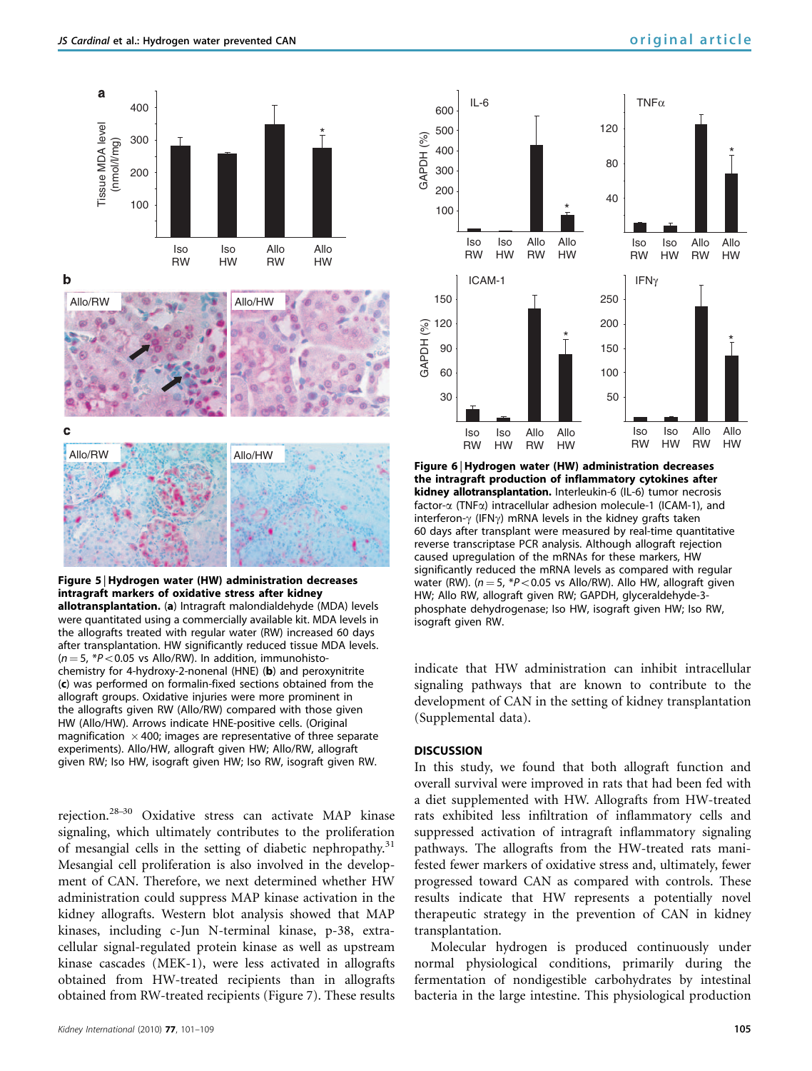**Figure 5 | Hydrogen water (HW) administration decreases intragraft markers of oxidative stress after kidney allotransplantation.** (**a**) Intragraft malondialdehyde (MDA) levels were quantitated using a commercially available kit. MDA levels in the allografts treated with regular water (RW) increased 60 days after transplantation. HW significantly reduced tissue MDA levels. ($n = 5$, $*P < 0.05$ vs Allo/RW). In addition, immunohistochemistry for 4-hydroxy-2-nonenal (HNE) (**b**) and peroxynitrite (**c**) was performed on formalin-fixed sections obtained from the allograft groups. Oxidative injuries were more prominent in the allografts given RW (Allo/RW) compared with those given HW (Allo/HW). Arrows indicate HNE-positive cells. (Original magnification $\times 400$; images are representative of three separate experiments). Allo/HW, allograft given HW; Allo/RW, allograft given RW; Iso HW, isograft given HW; Iso RW, isograft given RW.

**Figure 6 | Hydrogen water (HW) administration decreases the intragraft production of inflammatory cytokines after kidney allotransplantation.** Interleukin-6 (IL-6) tumor necrosis factor-α (TNFα) intracellular adhesion molecule-1 (ICAM-1), and interferon-γ (IFNγ) mRNA levels in the kidney grafts taken 60 days after transplant were measured by real-time quantitative reverse transcriptase PCR analysis. Although allograft rejection caused upregulation of the mRNAs for these markers, HW significantly reduced the mRNA levels as compared with regular water (RW). ($n = 5$, $*P < 0.05$ vs Allo/RW). Allo HW, allograft given HW; Allo RW, allograft given RW; GAPDH, glyceraldehyde-3-phosphate dehydrogenase; Iso HW, isograft given HW; Iso RW, isograft given RW.

rejection.[28–30] Oxidative stress can activate MAP kinase signaling, which ultimately contributes to the proliferation of mesangial cells in the setting of diabetic nephropathy.[31] Mesangial cell proliferation is also involved in the development of CAN. Therefore, we next determined whether HW administration could suppress MAP kinase activation in the kidney allografts. Western blot analysis showed that MAP kinases, including c-Jun N-terminal kinase, p-38, extracellular signal-regulated protein kinase as well as upstream kinase cascades (MEK-1), were less activated in allografts obtained from HW-treated recipients than in allografts obtained from RW-treated recipients (Figure 7). These results indicate that HW administration can inhibit intracellular signaling pathways that are known to contribute to the development of CAN in the setting of kidney transplantation (Supplemental data).

## DISCUSSION

In this study, we found that both allograft function and overall survival were improved in rats that had been fed with a diet supplemented with HW. Allografts from HW-treated rats exhibited less infiltration of inflammatory cells and suppressed activation of intragraft inflammatory signaling pathways. The allografts from the HW-treated rats manifested fewer markers of oxidative stress and, ultimately, fewer progressed toward CAN as compared with controls. These results indicate that HW represents a potentially novel therapeutic strategy in the prevention of CAN in kidney transplantation.

Molecular hydrogen is produced continuously under normal physiological conditions, primarily during the fermentation of nondigestible carbohydrates by intestinal bacteria in the large intestine. This physiological production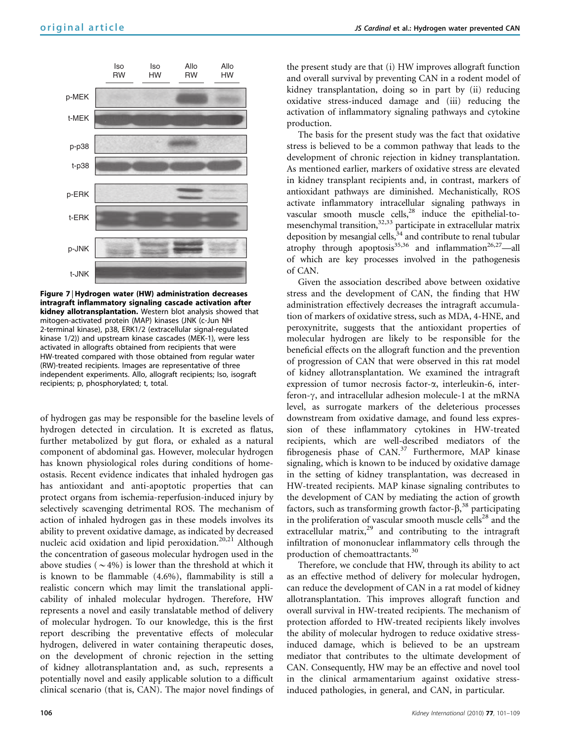Iso RW
Iso HW
Allo RW
Allo HW

p-MEK
t-MEK
p-p38
t-p38
p-ERK
t-ERK
p-JNK
t-JNK

**Figure 7 | Hydrogen water (HW) administration decreases intragraft inflammatory signaling cascade activation after kidney allotransplantation.** Western blot analysis showed that mitogen-activated protein (MAP) kinases (JNK (c-Jun NH 2-terminal kinase), p38, ERK1/2 (extracellular signal-regulated kinase 1/2)) and upstream kinase cascades (MEK-1), were less activated in allografts obtained from recipients that were HW-treated compared with those obtained from regular water (RW)-treated recipients. Images are representative of three independent experiments. Allo, allograft recipients; Iso, isograft recipients; p, phosphorylated; t, total.

of hydrogen gas may be responsible for the baseline levels of hydrogen detected in circulation. It is excreted as flatus, further metabolized by gut flora, or exhaled as a natural component of abdominal gas. However, molecular hydrogen has known physiological roles during conditions of homeostasis. Recent evidence indicates that inhaled hydrogen gas has antioxidant and anti-apoptotic properties that can protect organs from ischemia-reperfusion-induced injury by selectively scavenging detrimental ROS. The mechanism of action of inhaled hydrogen gas in these models involves its ability to prevent oxidative damage, as indicated by decreased nucleic acid oxidation and lipid peroxidation.[20,21] Although the concentration of gaseous molecular hydrogen used in the above studies ($\sim$4%) is lower than the threshold at which it is known to be flammable (4.6%), flammability is still a realistic concern which may limit the translational applicability of inhaled molecular hydrogen. Therefore, HW represents a novel and easily translatable method of delivery of molecular hydrogen. To our knowledge, this is the first report describing the preventative effects of molecular hydrogen, delivered in water containing therapeutic doses, on the development of chronic rejection in the setting of kidney allotransplantation and, as such, represents a potentially novel and easily applicable solution to a difficult clinical scenario (that is, CAN). The major novel findings of the present study are that (i) HW improves allograft function and overall survival by preventing CAN in a rodent model of kidney transplantation, doing so in part by (ii) reducing oxidative stress-induced damage and (iii) reducing the activation of inflammatory signaling pathways and cytokine production.

The basis for the present study was the fact that oxidative stress is believed to be a common pathway that leads to the development of chronic rejection in kidney transplantation. As mentioned earlier, markers of oxidative stress are elevated in kidney transplant recipients and, in contrast, markers of antioxidant pathways are diminished. Mechanistically, ROS activate inflammatory intracellular signaling pathways in vascular smooth muscle cells,[28] induce the epithelial-to-mesenchymal transition,[32,33] participate in extracellular matrix deposition by mesangial cells,[34] and contribute to renal tubular atrophy through apoptosis[35,36] and inflammation[26,27]—all of which are key processes involved in the pathogenesis of CAN.

Given the association described above between oxidative stress and the development of CAN, the finding that HW administration effectively decreases the intragraft accumulation of markers of oxidative stress, such as MDA, 4-HNE, and peroxynitrite, suggests that the antioxidant properties of molecular hydrogen are likely to be responsible for the beneficial effects on the allograft function and the prevention of progression of CAN that were observed in this rat model of kidney allotransplantation. We examined the intragraft expression of tumor necrosis factor-$\alpha$, interleukin-6, interferon-$\gamma$, and intracellular adhesion molecule-1 at the mRNA level, as surrogate markers of the deleterious processes downstream from oxidative damage, and found less expression of these inflammatory cytokines in HW-treated recipients, which are well-described mediators of the fibrogenesis phase of CAN.[37] Furthermore, MAP kinase signaling, which is known to be induced by oxidative damage in the setting of kidney transplantation, was decreased in HW-treated recipients. MAP kinase signaling contributes to the development of CAN by mediating the action of growth factors, such as transforming growth factor-$\beta$,[38] participating in the proliferation of vascular smooth muscle cells[28] and the extracellular matrix,[29] and contributing to the intragraft infiltration of mononuclear inflammatory cells through the production of chemoattractants.[30]

Therefore, we conclude that HW, through its ability to act as an effective method of delivery for molecular hydrogen, can reduce the development of CAN in a rat model of kidney allotransplantation. This improves allograft function and overall survival in HW-treated recipients. The mechanism of protection afforded to HW-treated recipients likely involves the ability of molecular hydrogen to reduce oxidative stress-induced damage, which is believed to be an upstream mediator that contributes to the ultimate development of CAN. Consequently, HW may be an effective and novel tool in the clinical armamentarium against oxidative stress-induced pathologies, in general, and CAN, in particular.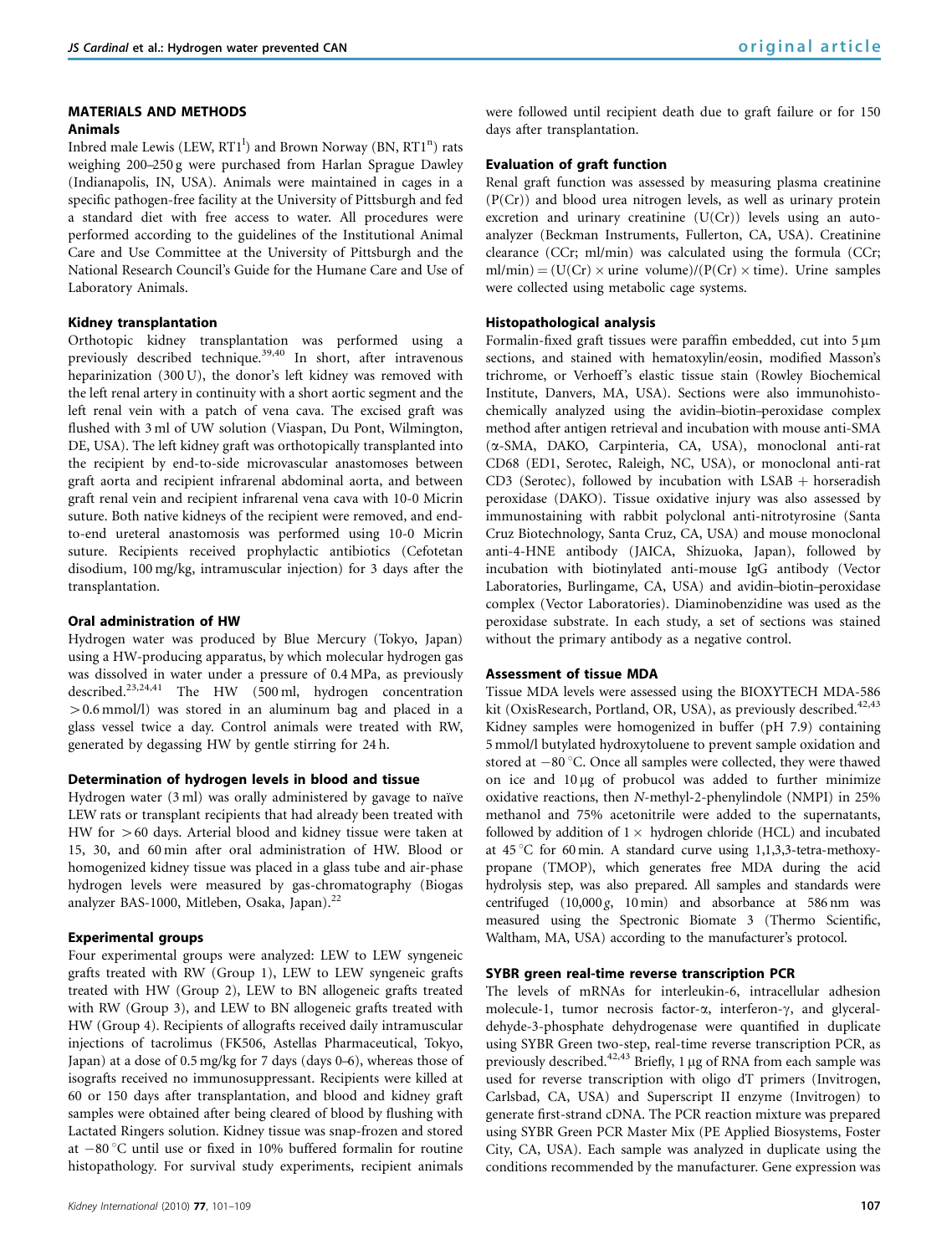## MATERIALS AND METHODS

### Animals

Inbred male Lewis (LEW, $RT1^l$) and Brown Norway (BN, $RT1^n$) rats weighing 200–250 g were purchased from Harlan Sprague Dawley (Indianapolis, IN, USA). Animals were maintained in cages in a specific pathogen-free facility at the University of Pittsburgh and fed a standard diet with free access to water. All procedures were performed according to the guidelines of the Institutional Animal Care and Use Committee at the University of Pittsburgh and the National Research Council's Guide for the Humane Care and Use of Laboratory Animals.

### Kidney transplantation

Orthotopic kidney transplantation was performed using a previously described technique.[39,40] In short, after intravenous heparinization (300 U), the donor's left kidney was removed with the left renal artery in continuity with a short aortic segment and the left renal vein with a patch of vena cava. The excised graft was flushed with 3 ml of UW solution (Viaspan, Du Pont, Wilmington, DE, USA). The left kidney graft was orthotopically transplanted into the recipient by end-to-side microvascular anastomoses between graft aorta and recipient infrarenal abdominal aorta, and between graft renal vein and recipient infrarenal vena cava with 10-0 Micrin suture. Both native kidneys of the recipient were removed, and end-to-end ureteral anastomosis was performed using 10-0 Micrin suture. Recipients received prophylactic antibiotics (Cefotetan disodium, 100 mg/kg, intramuscular injection) for 3 days after the transplantation.

### Oral administration of HW

Hydrogen water was produced by Blue Mercury (Tokyo, Japan) using a HW-producing apparatus, by which molecular hydrogen gas was dissolved in water under a pressure of 0.4 MPa, as previously described.[23,24,41] The HW (500 ml, hydrogen concentration >0.6 mmol/l) was stored in an aluminum bag and placed in a glass vessel twice a day. Control animals were treated with RW, generated by degassing HW by gentle stirring for 24 h.

### Determination of hydrogen levels in blood and tissue

Hydrogen water (3 ml) was orally administered by gavage to naïve LEW rats or transplant recipients that had already been treated with HW for >60 days. Arterial blood and kidney tissue were taken at 15, 30, and 60 min after oral administration of HW. Blood or homogenized kidney tissue was placed in a glass tube and air-phase hydrogen levels were measured by gas-chromatography (Biogas analyzer BAS-1000, Mitleben, Osaka, Japan).[22]

### Experimental groups

Four experimental groups were analyzed: LEW to LEW syngeneic grafts treated with RW (Group 1), LEW to LEW syngeneic grafts treated with HW (Group 2), LEW to BN allogeneic grafts treated with RW (Group 3), and LEW to BN allogeneic grafts treated with HW (Group 4). Recipients of allografts received daily intramuscular injections of tacrolimus (FK506, Astellas Pharmaceutical, Tokyo, Japan) at a dose of 0.5 mg/kg for 7 days (days 0–6), whereas those of isografts received no immunosuppressant. Recipients were killed at 60 or 150 days after transplantation, and blood and kidney graft samples were obtained after being cleared of blood by flushing with Lactated Ringers solution. Kidney tissue was snap-frozen and stored at −80 °C until use or fixed in 10% buffered formalin for routine histopathology. For survival study experiments, recipient animals were followed until recipient death due to graft failure or for 150 days after transplantation.

### Evaluation of graft function

Renal graft function was assessed by measuring plasma creatinine (P(Cr)) and blood urea nitrogen levels, as well as urinary protein excretion and urinary creatinine (U(Cr)) levels using an auto-analyzer (Beckman Instruments, Fullerton, CA, USA). Creatinine clearance (CCr; ml/min) was calculated using the formula (CCr; ml/min) = (U(Cr) × urine volume)/(P(Cr) × time). Urine samples were collected using metabolic cage systems.

### Histopathological analysis

Formalin-fixed graft tissues were paraffin embedded, cut into 5 μm sections, and stained with hematoxylin/eosin, modified Masson's trichrome, or Verhoeff's elastic tissue stain (Rowley Biochemical Institute, Danvers, MA, USA). Sections were also immunohistochemically analyzed using the avidin–biotin–peroxidase complex method after antigen retrieval and incubation with mouse anti-SMA (α-SMA, DAKO, Carpinteria, CA, USA), monoclonal anti-rat CD68 (ED1, Serotec, Raleigh, NC, USA), or monoclonal anti-rat CD3 (Serotec), followed by incubation with LSAB + horseradish peroxidase (DAKO). Tissue oxidative injury was also assessed by immunostaining with rabbit polyclonal anti-nitrotyrosine (Santa Cruz Biotechnology, Santa Cruz, CA, USA) and mouse monoclonal anti-4-HNE antibody (JAICA, Shizuoka, Japan), followed by incubation with biotinylated anti-mouse IgG antibody (Vector Laboratories, Burlingame, CA, USA) and avidin–biotin–peroxidase complex (Vector Laboratories). Diaminobenzidine was used as the peroxidase substrate. In each study, a set of sections was stained without the primary antibody as a negative control.

### Assessment of tissue MDA

Tissue MDA levels were assessed using the BIOXYTECH MDA-586 kit (OxisResearch, Portland, OR, USA), as previously described.[42,43] Kidney samples were homogenized in buffer (pH 7.9) containing 5 mmol/l butylated hydroxytoluene to prevent sample oxidation and stored at −80 °C. Once all samples were collected, they were thawed on ice and 10 μg of probucol was added to further minimize oxidative reactions, then *N*-methyl-2-phenylindole (NMPI) in 25% methanol and 75% acetonitrile were added to the supernatants, followed by addition of 1 × hydrogen chloride (HCL) and incubated at 45 °C for 60 min. A standard curve using 1,1,3,3-tetra-methoxy-propane (TMOP), which generates free MDA during the acid hydrolysis step, was also prepared. All samples and standards were centrifuged (10,000 *g*, 10 min) and absorbance at 586 nm was measured using the Spectronic Biomate 3 (Thermo Scientific, Waltham, MA, USA) according to the manufacturer's protocol.

### SYBR green real-time reverse transcription PCR

The levels of mRNAs for interleukin-6, intracellular adhesion molecule-1, tumor necrosis factor-α, interferon-γ, and glyceraldehyde-3-phosphate dehydrogenase were quantified in duplicate using SYBR Green two-step, real-time reverse transcription PCR, as previously described.[42,43] Briefly, 1 μg of RNA from each sample was used for reverse transcription with oligo dT primers (Invitrogen, Carlsbad, CA, USA) and Superscript II enzyme (Invitrogen) to generate first-strand cDNA. The PCR reaction mixture was prepared using SYBR Green PCR Master Mix (PE Applied Biosystems, Foster City, CA, USA). Each sample was analyzed in duplicate using the conditions recommended by the manufacturer. Gene expression was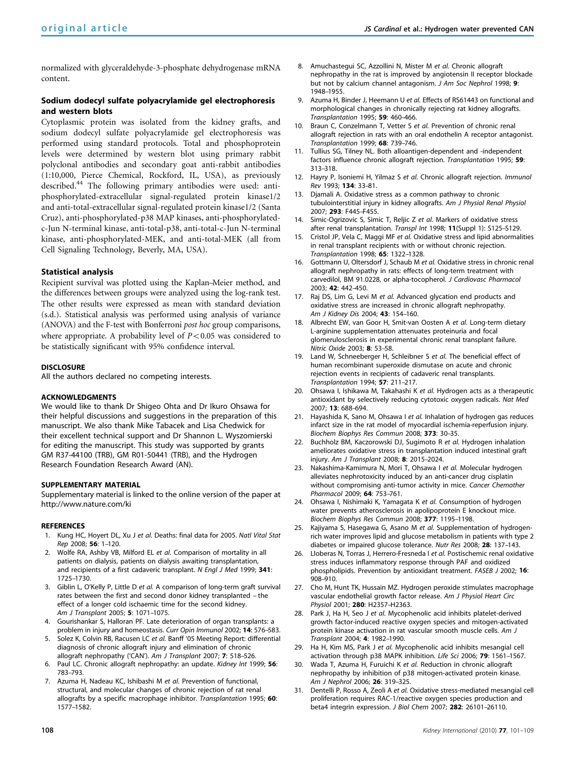normalized with glyceraldehyde-3-phosphate dehydrogenase mRNA content.

### Sodium dodecyl sulfate polyacrylamide gel electrophoresis and western blots

Cytoplasmic protein was isolated from the kidney grafts, and sodium dodecyl sulfate polyacrylamide gel electrophoresis was performed using standard protocols. Total and phosphoprotein levels were determined by western blot using primary rabbit polyclonal antibodies and secondary goat anti-rabbit antibodies (1:10,000, Pierce Chemical, Rockford, IL, USA), as previously described.[44] The following primary antibodies were used: anti-phosphorylated-extracellular signal-regulated protein kinase1/2 and anti-total-extracellular signal-regulated protein kinase1/2 (Santa Cruz), anti-phosphorylated-p38 MAP kinases, anti-phosphorylated-c-Jun N-terminal kinase, anti-total-p38, anti-total-c-Jun N-terminal kinase, anti-phosphorylated-MEK, and anti-total-MEK (all from Cell Signaling Technology, Beverly, MA, USA).

### Statistical analysis

Recipient survival was plotted using the Kaplan–Meier method, and the differences between groups were analyzed using the log-rank test. The other results were expressed as mean with standard deviation (s.d.). Statistical analysis was performed using analysis of variance (ANOVA) and the F-test with Bonferroni *post hoc* group comparisons, where appropriate. A probability level of $P<0.05$ was considered to be statistically significant with 95% confidence interval.

#### DISCLOSURE

All the authors declared no competing interests.

#### ACKNOWLEDGMENTS

We would like to thank Dr Shigeo Ohta and Dr Ikuro Ohsawa for their helpful discussions and suggestions in the preparation of this manuscript. We also thank Mike Tabacek and Lisa Chedwick for their excellent technical support and Dr Shannon L. Wyszomierski for editing the manuscript. This study was supported by grants GM R37-44100 (TRB), GM R01-50441 (TRB), and the Hydrogen Research Foundation Research Award (AN).

#### SUPPLEMENTARY MATERIAL

Supplementary material is linked to the online version of the paper at http://www.nature.com/ki

#### REFERENCES

1. Kung HC, Hoyert DL, Xu J *et al.* Deaths: final data for 2005. *Natl Vital Stat Rep* 2008; **56**: 1–120.
2. Wolfe RA, Ashby VB, Milford EL *et al.* Comparison of mortality in all patients on dialysis, patients on dialysis awaiting transplantation, and recipients of a first cadaveric transplant. *N Engl J Med* 1999; **341**: 1725–1730.
3. Giblin L, O'Kelly P, Little D *et al.* A comparison of long-term graft survival rates between the first and second donor kidney transplanted – the effect of a longer cold ischaemic time for the second kidney. *Am J Transplant* 2005; **5**: 1071–1075.
4. Gourishankar S, Halloran PF. Late deterioration of organ transplants: a problem in injury and homeostasis. *Curr Opin Immunol* 2002; **14**: 576–583.
5. Solez K, Colvin RB, Racusen LC *et al.* Banff '05 Meeting Report: differential diagnosis of chronic allograft injury and elimination of chronic allograft nephropathy ('CAN'). *Am J Transplant* 2007; **7**: 518–526.
6. Paul LC. Chronic allograft nephropathy: an update. *Kidney Int* 1999; **56**: 783–793.
7. Azuma H, Nadeau KC, Ishibashi M *et al.* Prevention of functional, structural, and molecular changes of chronic rejection of rat renal allografts by a specific macrophage inhibitor. *Transplantation* 1995; **60**: 1577–1582.
8. Amuchastegui SC, Azzollini N, Mister M *et al.* Chronic allograft nephropathy in the rat is improved by angiotensin II receptor blockade but not by calcium channel antagonism. *J Am Soc Nephrol* 1998; **9**: 1948–1955.
9. Azuma H, Binder J, Heemann U *et al.* Effects of RS61443 on functional and morphological changes in chronically rejecting rat kidney allografts. *Transplantation* 1995; **59**: 460–466.
10. Braun C, Conzelmann T, Vetter S *et al.* Prevention of chronic renal allograft rejection in rats with an oral endothelin A receptor antagonist. *Transplantation* 1999; **68**: 739–746.
11. Tullius SG, Tilney NL. Both alloantigen-dependent and -independent factors influence chronic allograft rejection. *Transplantation* 1995; **59**: 313–318.
12. Hayry P, Isoniemi H, Yilmaz S *et al.* Chronic allograft rejection. *Immunol Rev* 1993; **134**: 33–81.
13. Djamali A. Oxidative stress as a common pathway to chronic tubulointerstitial injury in kidney allografts. *Am J Physiol Renal Physiol* 2007; **293**: F445–F455.
14. Simic-Ogrizovic S, Simic T, Reljic Z *et al.* Markers of oxidative stress after renal transplantation. *Transpl Int* 1998; **11**(Suppl 1): S125–S129.
15. Cristol JP, Vela C, Maggi MF *et al.* Oxidative stress and lipid abnormalities in renal transplant recipients with or without chronic rejection. *Transplantation* 1998; **65**: 1322–1328.
16. Gottmann U, Oltersdorf J, Schaub M *et al.* Oxidative stress in chronic renal allograft nephropathy in rats: effects of long-term treatment with carvedilol, BM 91.0228, or alpha-tocopherol. *J Cardiovasc Pharmacol* 2003; **42**: 442–450.
17. Raj DS, Lim G, Levi M *et al.* Advanced glycation end products and oxidative stress are increased in chronic allograft nephropathy. *Am J Kidney Dis* 2004; **43**: 154–160.
18. Albrecht EW, van Goor H, Smit-van Oosten A *et al.* Long-term dietary L-arginine supplementation attenuates proteinuria and focal glomerulosclerosis in experimental chronic renal transplant failure. *Nitric Oxide* 2003; **8**: 53–58.
19. Land W, Schneeberger H, Schleibner S *et al.* The beneficial effect of human recombinant superoxide dismutase on acute and chronic rejection events in recipients of cadaveric renal transplants. *Transplantation* 1994; **57**: 211–217.
20. Ohsawa I, Ishikawa M, Takahashi K *et al.* Hydrogen acts as a therapeutic antioxidant by selectively reducing cytotoxic oxygen radicals. *Nat Med* 2007; **13**: 688–694.
21. Hayashida K, Sano M, Ohsawa I *et al.* Inhalation of hydrogen gas reduces infarct size in the rat model of myocardial ischemia-reperfusion injury. *Biochem Biophys Res Commun* 2008; **373**: 30–35.
22. Buchholz BM, Kaczorowski DJ, Sugimoto R *et al.* Hydrogen inhalation ameliorates oxidative stress in transplantation induced intestinal graft injury. *Am J Transplant* 2008; **8**: 2015–2024.
23. Nakashima-Kamimura N, Mori T, Ohsawa I *et al.* Molecular hydrogen alleviates nephrotoxicity induced by an anti-cancer drug cisplatin without compromising anti-tumor activity in mice. *Cancer Chemother Pharmacol* 2009; **64**: 753–761.
24. Ohsawa I, Nishimaki K, Yamagata K *et al.* Consumption of hydrogen water prevents atherosclerosis in apolipoprotein E knockout mice. *Biochem Biophys Res Commun* 2008; **377**: 1195–1198.
25. Kajiyama S, Hasegawa G, Asano M *et al.* Supplementation of hydrogen-rich water improves lipid and glucose metabolism in patients with type 2 diabetes or impaired glucose tolerance. *Nutr Res* 2008; **28**: 137–143.
26. Lloberas N, Torras J, Herrero-Fresneda I *et al.* Postischemic renal oxidative stress induces inflammatory response through PAF and oxidized phospholipids. Prevention by antioxidant treatment. *FASEB J* 2002; **16**: 908–910.
27. Cho M, Hunt TK, Hussain MZ. Hydrogen peroxide stimulates macrophage vascular endothelial growth factor release. *Am J Physiol Heart Circ Physiol* 2001; **280**: H2357–H2363.
28. Park J, Ha H, Seo J *et al.* Mycophenolic acid inhibits platelet-derived growth factor-induced reactive oxygen species and mitogen-activated protein kinase activation in rat vascular smooth muscle cells. *Am J Transplant* 2004; **4**: 1982–1990.
29. Ha H, Kim MS, Park J *et al.* Mycophenolic acid inhibits mesangial cell activation through p38 MAPK inhibition. *Life Sci* 2006; **79**: 1561–1567.
30. Wada T, Azuma H, Furuichi K *et al.* Reduction in chronic allograft nephropathy by inhibition of p38 mitogen-activated protein kinase. *Am J Nephrol* 2006; **26**: 319–325.
31. Dentelli P, Rosso A, Zeoli A *et al.* Oxidative stress-mediated mesangial cell proliferation requires RAC-1/reactive oxygen species production and beta4 integrin expression. *J Biol Chem* 2007; **282**: 26101–26110.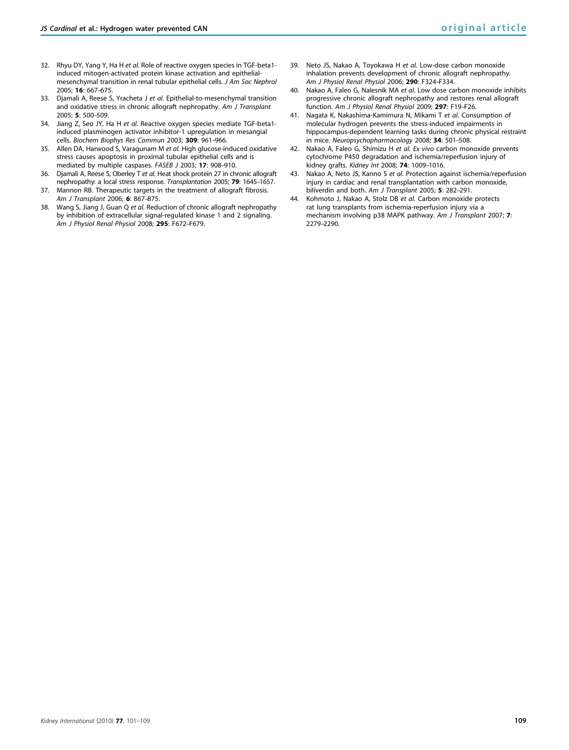32. Rhyu DY, Yang Y, Ha H *et al.* Role of reactive oxygen species in TGF-beta1-induced mitogen-activated protein kinase activation and epithelial-mesenchymal transition in renal tubular epithelial cells. *J Am Soc Nephrol* 2005; **16**: 667–675.
33. Djamali A, Reese S, Yracheta J *et al.* Epithelial-to-mesenchymal transition and oxidative stress in chronic allograft nephropathy. *Am J Transplant* 2005; **5**: 500–509.
34. Jiang Z, Seo JY, Ha H *et al.* Reactive oxygen species mediate TGF-beta1-induced plasminogen activator inhibitor-1 upregulation in mesangial cells. *Biochem Biophys Res Commun* 2003; **309**: 961–966.
35. Allen DA, Harwood S, Varagunam M *et al.* High glucose-induced oxidative stress causes apoptosis in proximal tubular epithelial cells and is mediated by multiple caspases. *FASEB J* 2003; **17**: 908–910.
36. Djamali A, Reese S, Oberley T *et al.* Heat shock protein 27 in chronic allograft nephropathy: a local stress response. *Transplantation* 2005; **79**: 1645–1657.
37. Mannon RB. Therapeutic targets in the treatment of allograft fibrosis. *Am J Transplant* 2006; **6**: 867–875.
38. Wang S, Jiang J, Guan Q *et al.* Reduction of chronic allograft nephropathy by inhibition of extracellular signal-regulated kinase 1 and 2 signaling. *Am J Physiol Renal Physiol* 2008; **295**: F672–F679.
39. Neto JS, Nakao A, Toyokawa H *et al.* Low-dose carbon monoxide inhalation prevents development of chronic allograft nephropathy. *Am J Physiol Renal Physiol* 2006; **290**: F324–F334.
40. Nakao A, Faleo G, Nalesnik MA *et al.* Low dose carbon monoxide inhibits progressive chronic allograft nephropathy and restores renal allograft function. *Am J Physiol Renal Physiol* 2009; **297**: F19–F26.
41. Nagata K, Nakashima-Kamimura N, Mikami T *et al.* Consumption of molecular hydrogen prevents the stress-induced impairments in hippocampus-dependent learning tasks during chronic physical restraint in mice. *Neuropsychopharmacology* 2008; **34**: 501–508.
42. Nakao A, Faleo G, Shimizu H *et al.* *Ex vivo* carbon monoxide prevents cytochrome P450 degradation and ischemia/reperfusion injury of kidney grafts. *Kidney Int* 2008; **74**: 1009–1016.
43. Nakao A, Neto JS, Kanno S *et al.* Protection against ischemia/reperfusion injury in cardiac and renal transplantation with carbon monoxide, biliverdin and both. *Am J Transplant* 2005; **5**: 282–291.
44. Kohmoto J, Nakao A, Stolz DB *et al.* Carbon monoxide protects rat lung transplants from ischemia-reperfusion injury via a mechanism involving p38 MAPK pathway. *Am J Transplant* 2007; **7**: 2279–2290.